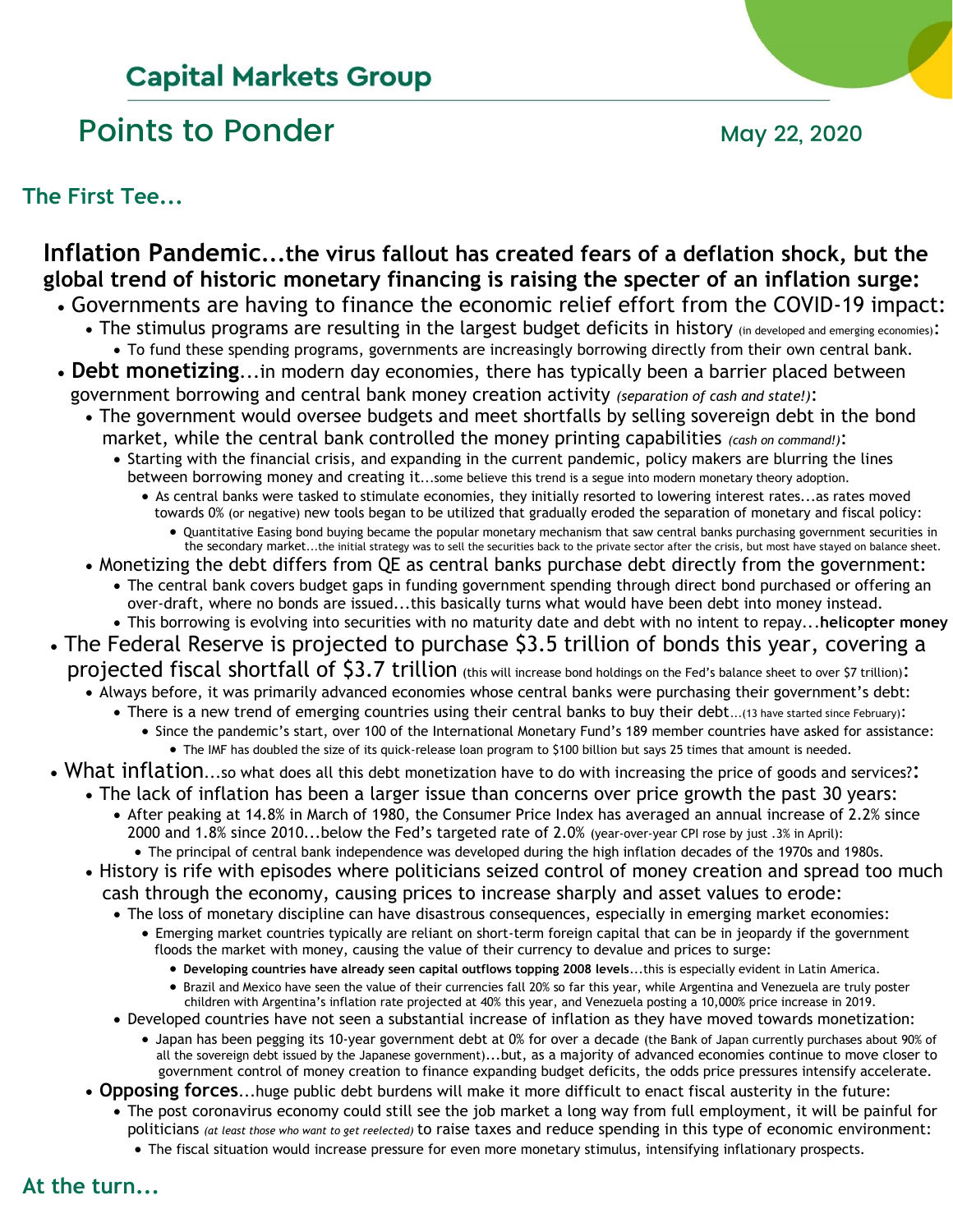## Capital Markets Group

# Points to Ponder

May 22, 2020

### The First Tee...

**Inflation Pandemic...the virus fallout has created fears of a deflation shock, but the global trend of historic monetary financing is raising the specter of an inflation surge:**

- Governments are having to finance the economic relief effort from the COVID-19 impact:
  - The stimulus programs are resulting in the largest budget deficits in history (in developed and emerging economies):
    - To fund these spending programs, governments are increasingly borrowing directly from their own central bank.
- **Debt monetizing**...in modern day economies, there has typically been a barrier placed between government borrowing and central bank money creation activity *(separation of cash and state!)*:
  - The government would oversee budgets and meet shortfalls by selling sovereign debt in the bond market, while the central bank controlled the money printing capabilities *(cash on command!)*:
    - Starting with the financial crisis, and expanding in the current pandemic, policy makers are blurring the lines between borrowing money and creating it...some believe this trend is a segue into modern monetary theory adoption.
      - As central banks were tasked to stimulate economies, they initially resorted to lowering interest rates...as rates moved towards 0% (or negative) new tools began to be utilized that gradually eroded the separation of monetary and fiscal policy:
        - Quantitative Easing bond buying became the popular monetary mechanism that saw central banks purchasing government securities in the secondary market...the initial strategy was to sell the securities back to the private sector after the crisis, but most have stayed on balance sheet.
  - Monetizing the debt differs from QE as central banks purchase debt directly from the government:
    - The central bank covers budget gaps in funding government spending through direct bond purchased or offering an over-draft, where no bonds are issued...this basically turns what would have been debt into money instead.
    - This borrowing is evolving into securities with no maturity date and debt with no intent to repay...**helicopter money**
- The Federal Reserve is projected to purchase $3.5 trillion of bonds this year, covering a projected fiscal shortfall of $3.7 trillion (this will increase bond holdings on the Fed's balance sheet to over $7 trillion):
  - Always before, it was primarily advanced economies whose central banks were purchasing their government's debt:
    - There is a new trend of emerging countries using their central banks to buy their debt...(13 have started since February):
      - Since the pandemic's start, over 100 of the International Monetary Fund's 189 member countries have asked for assistance:
        - The IMF has doubled the size of its quick-release loan program to $100 billion but says 25 times that amount is needed.
- What inflation...so what does all this debt monetization have to do with increasing the price of goods and services?:
  - The lack of inflation has been a larger issue than concerns over price growth the past 30 years:
    - After peaking at 14.8% in March of 1980, the Consumer Price Index has averaged an annual increase of 2.2% since 2000 and 1.8% since 2010...below the Fed's targeted rate of 2.0% (year-over-year CPI rose by just .3% in April):
      - The principal of central bank independence was developed during the high inflation decades of the 1970s and 1980s.
  - History is rife with episodes where politicians seized control of money creation and spread too much cash through the economy, causing prices to increase sharply and asset values to erode:
    - The loss of monetary discipline can have disastrous consequences, especially in emerging market economies:
      - Emerging market countries typically are reliant on short-term foreign capital that can be in jeopardy if the government floods the market with money, causing the value of their currency to devalue and prices to surge:
        - **Developing countries have already seen capital outflows topping 2008 levels**...this is especially evident in Latin America.
        - Brazil and Mexico have seen the value of their currencies fall 20% so far this year, while Argentina and Venezuela are truly poster children with Argentina's inflation rate projected at 40% this year, and Venezuela posting a 10,000% price increase in 2019.
    - Developed countries have not seen a substantial increase of inflation as they have moved towards monetization:
      - Japan has been pegging its 10-year government debt at 0% for over a decade (the Bank of Japan currently purchases about 90% of all the sovereign debt issued by the Japanese government)...but, as a majority of advanced economies continue to move closer to government control of money creation to finance expanding budget deficits, the odds price pressures intensify accelerate.
  - **Opposing forces**...huge public debt burdens will make it more difficult to enact fiscal austerity in the future:
    - The post coronavirus economy could still see the job market a long way from full employment, it will be painful for politicians *(at least those who want to get reelected)* to raise taxes and reduce spending in this type of economic environment:
      - The fiscal situation would increase pressure for even more monetary stimulus, intensifying inflationary prospects.

### At the turn...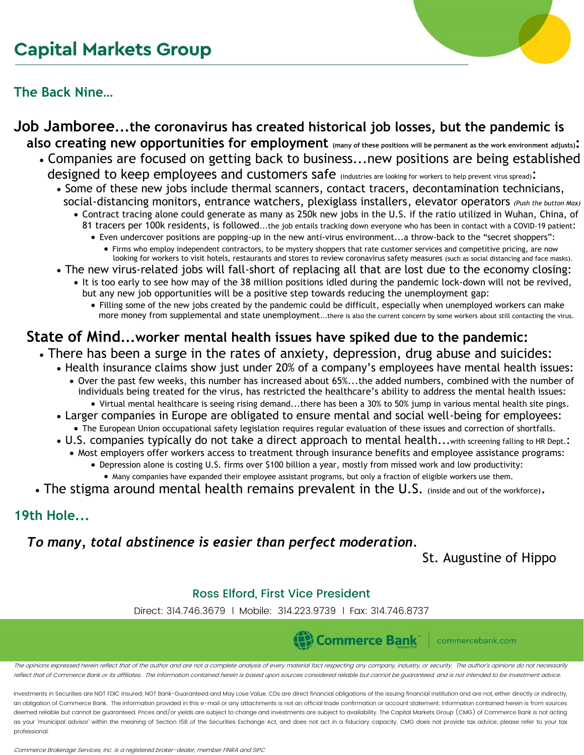## Capital Markets Group

### The Back Nine…

**Job Jamboree…the coronavirus has created historical job losses, but the pandemic is also creating new opportunities for employment** (many of these positions will be permanent as the work environment adjusts)**:**

- Companies are focused on getting back to business…new positions are being established designed to keep employees and customers safe (industries are looking for workers to help prevent virus spread):
  - Some of these new jobs include thermal scanners, contact tracers, decontamination technicians, social-distancing monitors, entrance watchers, plexiglass installers, elevator operators *(Push the button Max)*
    - Contract tracing alone could generate as many as 250k new jobs in the U.S. if the ratio utilized in Wuhan, China, of 81 tracers per 100k residents, is followed…the job entails tracking down everyone who has been in contact with a COVID-19 patient:
      - Even undercover positions are popping-up in the new anti-virus environment…a throw-back to the "secret shoppers":
        - Firms who employ independent contractors, to be mystery shoppers that rate customer services and competitive pricing, are now looking for workers to visit hotels, restaurants and stores to review coronavirus safety measures (such as social distancing and face masks).
  - The new virus-related jobs will fall-short of replacing all that are lost due to the economy closing:
    - It is too early to see how may of the 38 million positions idled during the pandemic lock-down will not be revived, but any new job opportunities will be a positive step towards reducing the unemployment gap:
      - Filling some of the new jobs created by the pandemic could be difficult, especially when unemployed workers can make more money from supplemental and state unemployment…there is also the current concern by some workers about still contacting the virus.

**State of Mind…worker mental health issues have spiked due to the pandemic:**

- There has been a surge in the rates of anxiety, depression, drug abuse and suicides:
  - Health insurance claims show just under 20% of a company's employees have mental health issues:
    - Over the past few weeks, this number has increased about 65%…the added numbers, combined with the number of individuals being treated for the virus, has restricted the healthcare's ability to address the mental health issues:
      - Virtual mental healthcare is seeing rising demand…there has been a 30% to 50% jump in various mental health site pings.
  - Larger companies in Europe are obligated to ensure mental and social well-being for employees:
    - The European Union occupational safety legislation requires regular evaluation of these issues and correction of shortfalls.
  - U.S. companies typically do not take a direct approach to mental health…with screening falling to HR Dept.:
    - Most employers offer workers access to treatment through insurance benefits and employee assistance programs:
      - Depression alone is costing U.S. firms over $100 billion a year, mostly from missed work and low productivity:
        - Many companies have expanded their employee assistant programs, but only a fraction of eligible workers use them.
- The stigma around mental health remains prevalent in the U.S. (inside and out of the workforce).

### 19th Hole...

***To many, total abstinence is easier than perfect moderation.***

St. Augustine of Hippo

Ross Elford, First Vice President

Direct: 314.746.3679 | Mobile: 314.223.9739 | Fax: 314.746.8737

Commerce Bank | commercebank.com

*The opinions expressed herein reflect that of the author and are not a complete analysis of every material fact respecting any company, industry, or security. The author's opinions do not necessarily reflect that of Commerce Bank or its affiliates. The information contained herein is based upon sources considered reliable but cannot be guaranteed, and is not intended to be investment advice.*

Investments in Securities are NOT FDIC Insured; NOT Bank-Guaranteed and May Lose Value. CDs are direct financial obligations of the issuing financial institution and are not, either directly or indirectly, an obligation of Commerce Bank. The information provided in this e-mail or any attachments is not an official trade confirmation or account statement. Information contained herein is from sources deemed reliable but cannot be guaranteed. Prices and/or yields are subject to change and investments are subject to availability. The Capital Markets Group (CMG) of Commerce Bank is not acting as your 'municipal advisor' within the meaning of Section 15B of the Securities Exchange Act, and does not act in a fiduciary capacity. CMG does not provide tax advice; please refer to your tax professional.

*Commerce Brokerage Services, Inc. is a registered broker-dealer, member FINRA and SIPC*